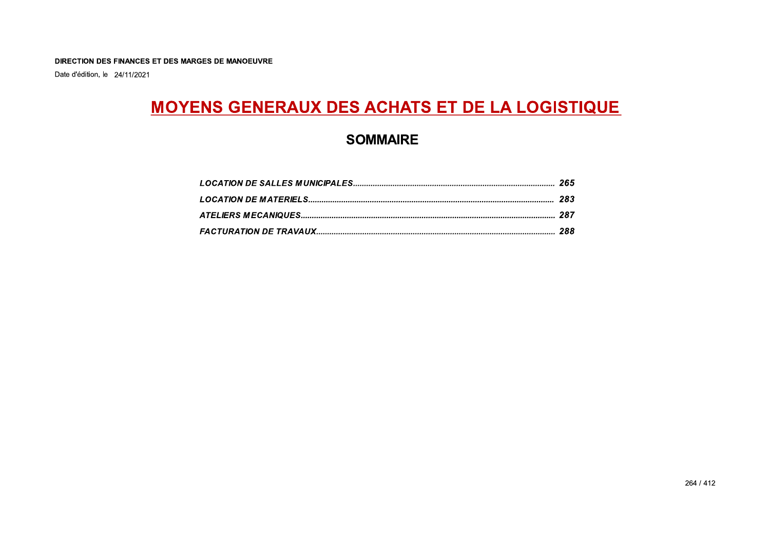**DIRECTION DES FINANCES ET DES MARGES DE MANOEUVRE**

Date d'édition, le 24/11/2021

# MOYENS GENERAUX DES ACHATS ET DE LA LOGISTIQUE

## SOMMAIRE

*LOCATION DE SALLES MUNICIPALES* ........................................ *265*

*LOCATION DE MATERIELS* ........................................ *283*

*ATELIERS MECANIQUES* ........................................ *287*

*FACTURATION DE TRAVAUX* ........................................ *288*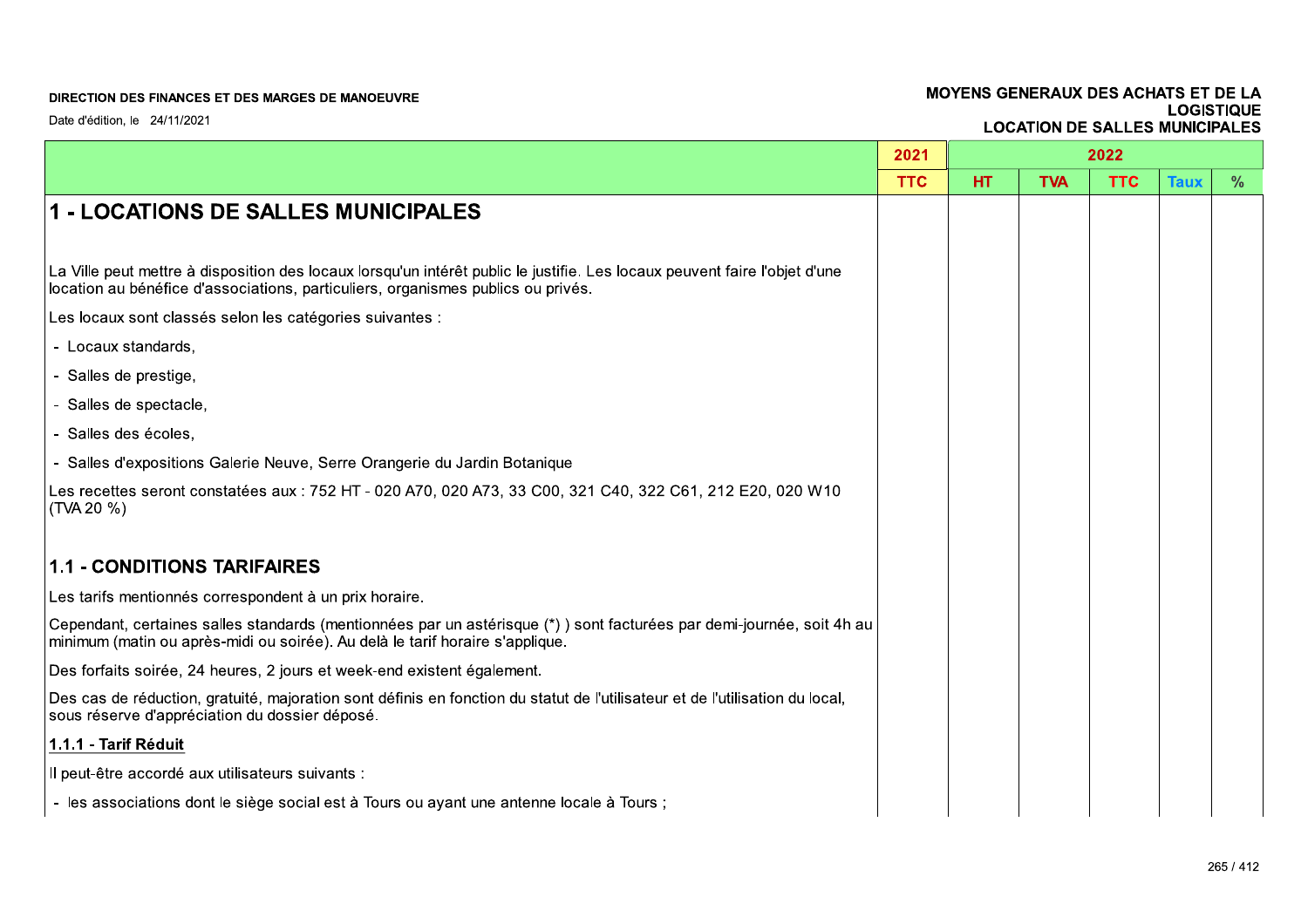| | 2021 | 2022 | | | | |
|---|---|---|---|---|---|---|
| | TTC | HT | TVA | TTC | Taux | % |

# 1 - LOCATIONS DE SALLES MUNICIPALES

La Ville peut mettre à disposition des locaux lorsqu'un intérêt public le justifie. Les locaux peuvent faire l'objet d'une location au bénéfice d'associations, particuliers, organismes publics ou privés.

Les locaux sont classés selon les catégories suivantes :

- Locaux standards,
- Salles de prestige,
- Salles de spectacle,
- Salles des écoles,
- Salles d'expositions Galerie Neuve, Serre Orangerie du Jardin Botanique

Les recettes seront constatées aux : 752 HT - 020 A70, 020 A73, 33 C00, 321 C40, 322 C61, 212 E20, 020 W10 (TVA 20 %)

## 1.1 - CONDITIONS TARIFAIRES

Les tarifs mentionnés correspondent à un prix horaire.

Cependant, certaines salles standards (mentionnées par un astérisque (*) ) sont facturées par demi-journée, soit 4h au minimum (matin ou après-midi ou soirée). Au delà le tarif horaire s'applique.

Des forfaits soirée, 24 heures, 2 jours et week-end existent également.

Des cas de réduction, gratuité, majoration sont définis en fonction du statut de l'utilisateur et de l'utilisation du local, sous réserve d'appréciation du dossier déposé.

### 1.1.1 - Tarif Réduit

Il peut-être accordé aux utilisateurs suivants :

- les associations dont le siège social est à Tours ou ayant une antenne locale à Tours ;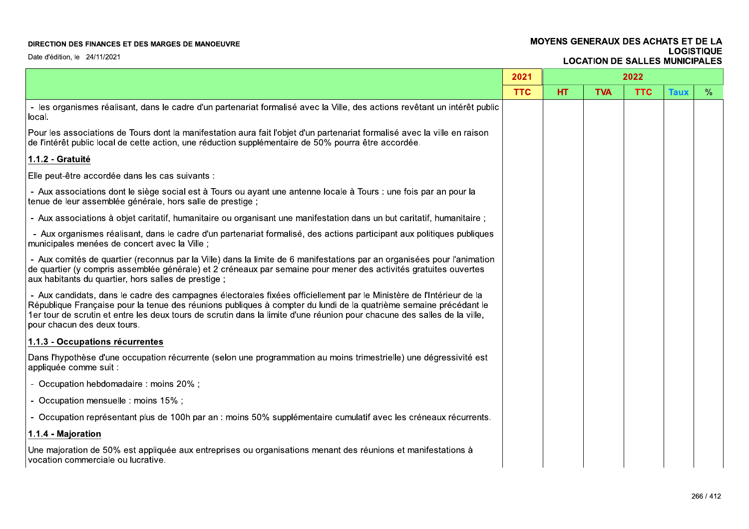| | 2021 | 2022 | | | | |
|---|---|---|---|---|---|---|
| | TTC | HT | TVA | TTC | Taux | % |
| - les organismes réalisant, dans le cadre d'un partenariat formalisé avec la Ville, des actions revêtant un intérêt public local. | | | | | | |
| Pour les associations de Tours dont la manifestation aura fait l'objet d'un partenariat formalisé avec la ville en raison de l'intérêt public local de cette action, une réduction supplémentaire de 50% pourra être accordée. | | | | | | |
| **1.1.2 - Gratuité** | | | | | | |
| Elle peut-être accordée dans les cas suivants : | | | | | | |
| - Aux associations dont le siège social est à Tours ou ayant une antenne locale à Tours : une fois par an pour la tenue de leur assemblée générale, hors salle de prestige ; | | | | | | |
| - Aux associations à objet caritatif, humanitaire ou organisant une manifestation dans un but caritatif, humanitaire ; | | | | | | |
| - Aux organismes réalisant, dans le cadre d'un partenariat formalisé, des actions participant aux politiques publiques municipales menées de concert avec la Ville ; | | | | | | |
| - Aux comités de quartier (reconnus par la Ville) dans la limite de 6 manifestations par an organisées pour l'animation de quartier (y compris assemblée générale) et 2 créneaux par semaine pour mener des activités gratuites ouvertes aux habitants du quartier, hors salles de prestige ; | | | | | | |
| - Aux candidats, dans le cadre des campagnes électorales fixées officiellement par le Ministère de l'Intérieur de la République Française pour la tenue des réunions publiques à compter du lundi de la quatrième semaine précédant le 1er tour de scrutin et entre les deux tours de scrutin dans la limite d'une réunion pour chacune des salles de la ville, pour chacun des deux tours. | | | | | | |
| **1.1.3 - Occupations récurrentes** | | | | | | |
| Dans l'hypothèse d'une occupation récurrente (selon une programmation au moins trimestrielle) une dégressivité est appliquée comme suit : | | | | | | |
| - Occupation hebdomadaire : moins 20% ; | | | | | | |
| - Occupation mensuelle : moins 15% ; | | | | | | |
| - Occupation représentant plus de 100h par an : moins 50% supplémentaire cumulatif avec les créneaux récurrents. | | | | | | |
| **1.1.4 - Majoration** | | | | | | |
| Une majoration de 50% est appliquée aux entreprises ou organisations menant des réunions et manifestations à vocation commerciale ou lucrative. | | | | | | |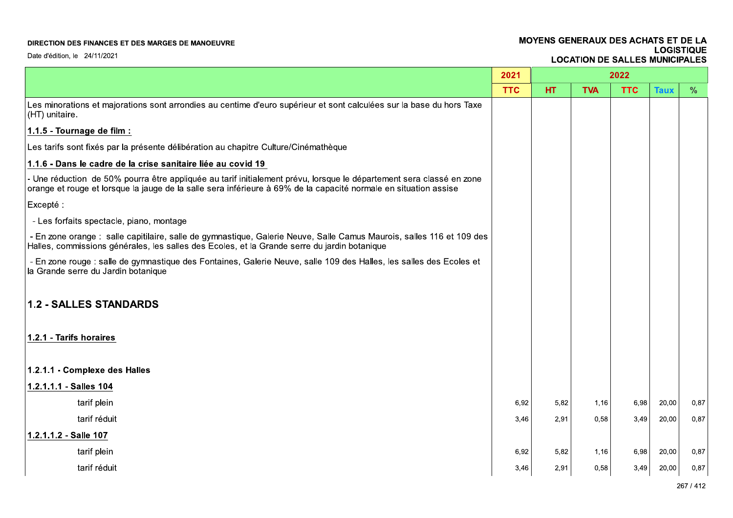| | 2021 | 2022 | | | | |
|---|---|---|---|---|---|---|
| | TTC | HT | TVA | TTC | Taux | % |
| Les minorations et majorations sont arrondies au centime d'euro supérieur et sont calculées sur la base du hors Taxe (HT) unitaire. | | | | | | |
| **1.1.5 - Tournage de film :** | | | | | | |
| Les tarifs sont fixés par la présente délibération au chapitre Culture/Cinémathèque | | | | | | |
| **1.1.6 - Dans le cadre de la crise sanitaire liée au covid 19** | | | | | | |
| - Une réduction de 50% pourra être appliquée au tarif initialement prévu, lorsque le département sera classé en zone orange et rouge et lorsque la jauge de la salle sera inférieure à 69% de la capacité normale en situation assise | | | | | | |
| Excepté : | | | | | | |
| - Les forfaits spectacle, piano, montage | | | | | | |
| - En zone orange : salle capitilaire, salle de gymnastique, Galerie Neuve, Salle Camus Maurois, salles 116 et 109 des Halles, commissions générales, les salles des Ecoles, et la Grande serre du jardin botanique | | | | | | |
| - En zone rouge : salle de gymnastique des Fontaines, Galerie Neuve, salle 109 des Halles, les salles des Ecoles et la Grande serre du Jardin botanique | | | | | | |
| **1.2 - SALLES STANDARDS** | | | | | | |
| **1.2.1 - Tarifs horaires** | | | | | | |
| **1.2.1.1 - Complexe des Halles** | | | | | | |
| **1.2.1.1.1 - Salles 104** | | | | | | |
| tarif plein | 6,92 | 5,82 | 1,16 | 6,98 | 20,00 | 0,87 |
| tarif réduit | 3,46 | 2,91 | 0,58 | 3,49 | 20,00 | 0,87 |
| **1.2.1.1.2 - Salle 107** | | | | | | |
| tarif plein | 6,92 | 5,82 | 1,16 | 6,98 | 20,00 | 0,87 |
| tarif réduit | 3,46 | 2,91 | 0,58 | 3,49 | 20,00 | 0,87 |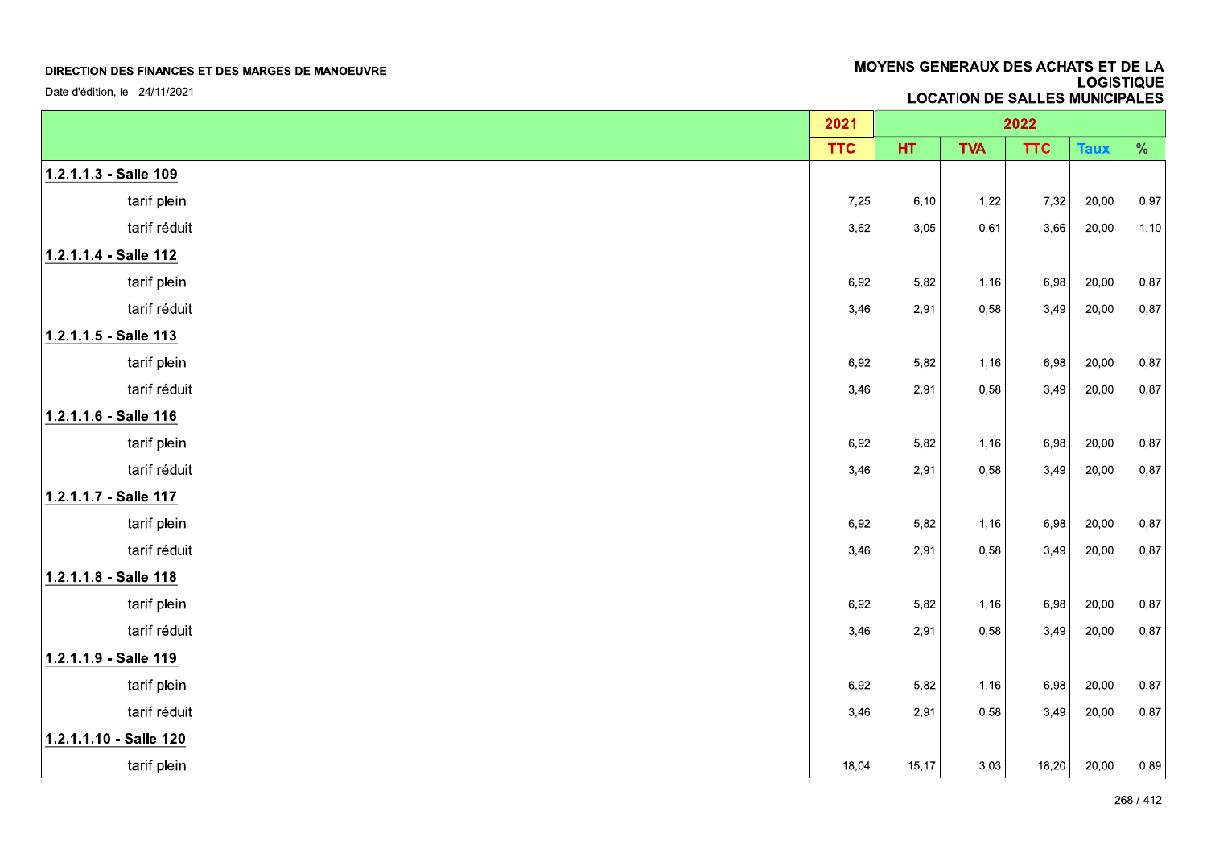DIRECTION DES FINANCES ET DES MARGES DE MANOEUVRE

Date d'édition, le 24/11/2021

## MOYENS GENERAUX DES ACHATS ET DE LA LOGISTIQUE
## LOCATION DE SALLES MUNICIPALES

| | 2021 | 2022 | | | | |
|---|---|---|---|---|---|---|
| | TTC | HT | TVA | TTC | Taux | % |
| **1.2.1.1.3 - Salle 109** | | | | | | |
| tarif plein | 7,25 | 6,10 | 1,22 | 7,32 | 20,00 | 0,97 |
| tarif réduit | 3,62 | 3,05 | 0,61 | 3,66 | 20,00 | 1,10 |
| **1.2.1.1.4 - Salle 112** | | | | | | |
| tarif plein | 6,92 | 5,82 | 1,16 | 6,98 | 20,00 | 0,87 |
| tarif réduit | 3,46 | 2,91 | 0,58 | 3,49 | 20,00 | 0,87 |
| **1.2.1.1.5 - Salle 113** | | | | | | |
| tarif plein | 6,92 | 5,82 | 1,16 | 6,98 | 20,00 | 0,87 |
| tarif réduit | 3,46 | 2,91 | 0,58 | 3,49 | 20,00 | 0,87 |
| **1.2.1.1.6 - Salle 116** | | | | | | |
| tarif plein | 6,92 | 5,82 | 1,16 | 6,98 | 20,00 | 0,87 |
| tarif réduit | 3,46 | 2,91 | 0,58 | 3,49 | 20,00 | 0,87 |
| **1.2.1.1.7 - Salle 117** | | | | | | |
| tarif plein | 6,92 | 5,82 | 1,16 | 6,98 | 20,00 | 0,87 |
| tarif réduit | 3,46 | 2,91 | 0,58 | 3,49 | 20,00 | 0,87 |
| **1.2.1.1.8 - Salle 118** | | | | | | |
| tarif plein | 6,92 | 5,82 | 1,16 | 6,98 | 20,00 | 0,87 |
| tarif réduit | 3,46 | 2,91 | 0,58 | 3,49 | 20,00 | 0,87 |
| **1.2.1.1.9 - Salle 119** | | | | | | |
| tarif plein | 6,92 | 5,82 | 1,16 | 6,98 | 20,00 | 0,87 |
| tarif réduit | 3,46 | 2,91 | 0,58 | 3,49 | 20,00 | 0,87 |
| **1.2.1.1.10 - Salle 120** | | | | | | |
| tarif plein | 18,04 | 15,17 | 3,03 | 18,20 | 20,00 | 0,89 |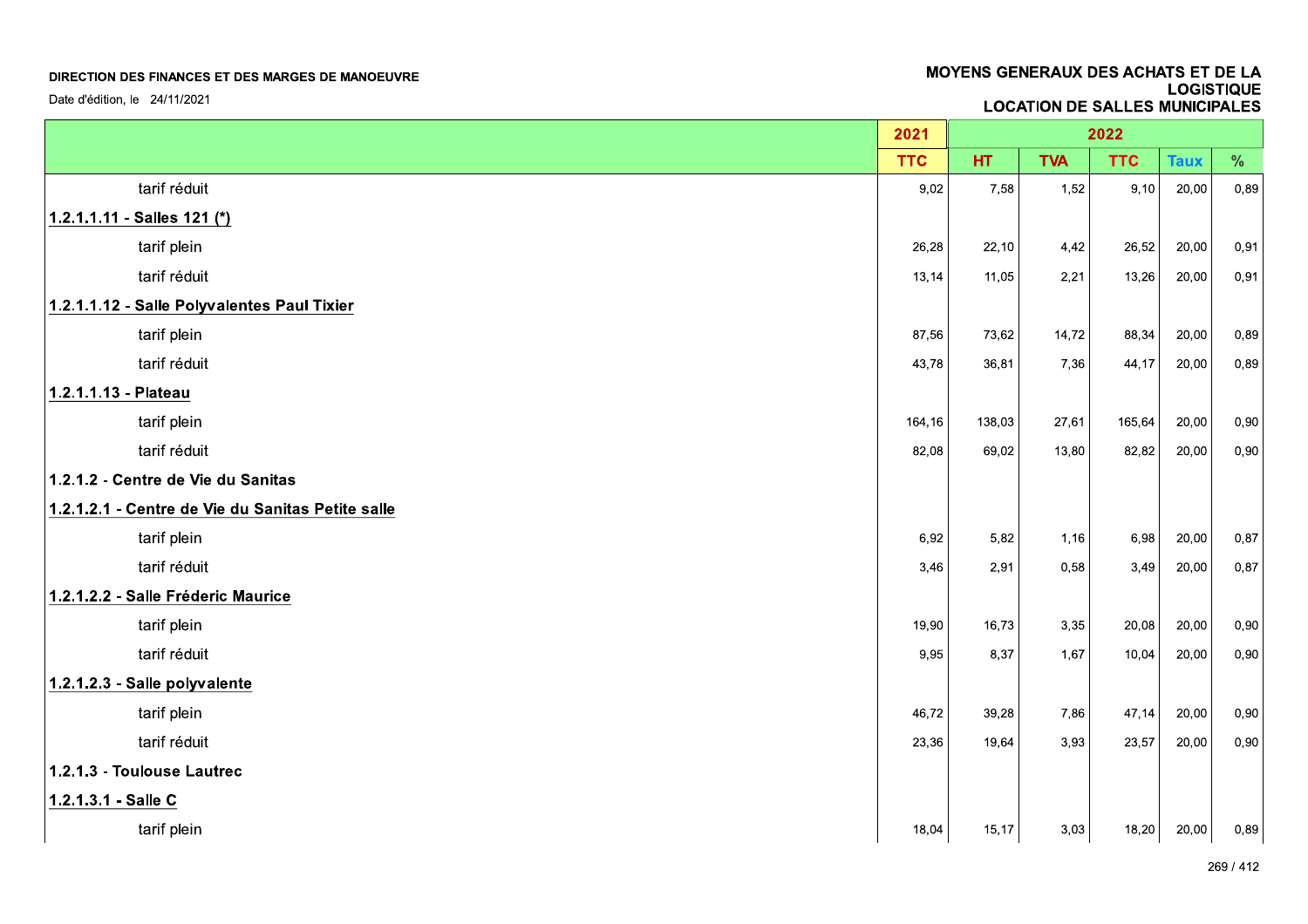DIRECTION DES FINANCES ET DES MARGES DE MANOEUVRE

Date d'édition, le 24/11/2021

**MOYENS GENERAUX DES ACHATS ET DE LA LOGISTIQUE**
**LOCATION DE SALLES MUNICIPALES**

| | 2021 | 2022 | | | | |
|---|---|---|---|---|---|---|
| | TTC | HT | TVA | TTC | Taux | % |
| tarif réduit | 9,02 | 7,58 | 1,52 | 9,10 | 20,00 | 0,89 |
| **1.2.1.1.11 - Salles 121 (*)** | | | | | | |
| tarif plein | 26,28 | 22,10 | 4,42 | 26,52 | 20,00 | 0,91 |
| tarif réduit | 13,14 | 11,05 | 2,21 | 13,26 | 20,00 | 0,91 |
| **1.2.1.1.12 - Salle Polyvalentes Paul Tixier** | | | | | | |
| tarif plein | 87,56 | 73,62 | 14,72 | 88,34 | 20,00 | 0,89 |
| tarif réduit | 43,78 | 36,81 | 7,36 | 44,17 | 20,00 | 0,89 |
| **1.2.1.1.13 - Plateau** | | | | | | |
| tarif plein | 164,16 | 138,03 | 27,61 | 165,64 | 20,00 | 0,90 |
| tarif réduit | 82,08 | 69,02 | 13,80 | 82,82 | 20,00 | 0,90 |
| **1.2.1.2 - Centre de Vie du Sanitas** | | | | | | |
| **1.2.1.2.1 - Centre de Vie du Sanitas Petite salle** | | | | | | |
| tarif plein | 6,92 | 5,82 | 1,16 | 6,98 | 20,00 | 0,87 |
| tarif réduit | 3,46 | 2,91 | 0,58 | 3,49 | 20,00 | 0,87 |
| **1.2.1.2.2 - Salle Fréderic Maurice** | | | | | | |
| tarif plein | 19,90 | 16,73 | 3,35 | 20,08 | 20,00 | 0,90 |
| tarif réduit | 9,95 | 8,37 | 1,67 | 10,04 | 20,00 | 0,90 |
| **1.2.1.2.3 - Salle polyvalente** | | | | | | |
| tarif plein | 46,72 | 39,28 | 7,86 | 47,14 | 20,00 | 0,90 |
| tarif réduit | 23,36 | 19,64 | 3,93 | 23,57 | 20,00 | 0,90 |
| **1.2.1.3 - Toulouse Lautrec** | | | | | | |
| **1.2.1.3.1 - Salle C** | | | | | | |
| tarif plein | 18,04 | 15,17 | 3,03 | 18,20 | 20,00 | 0,89 |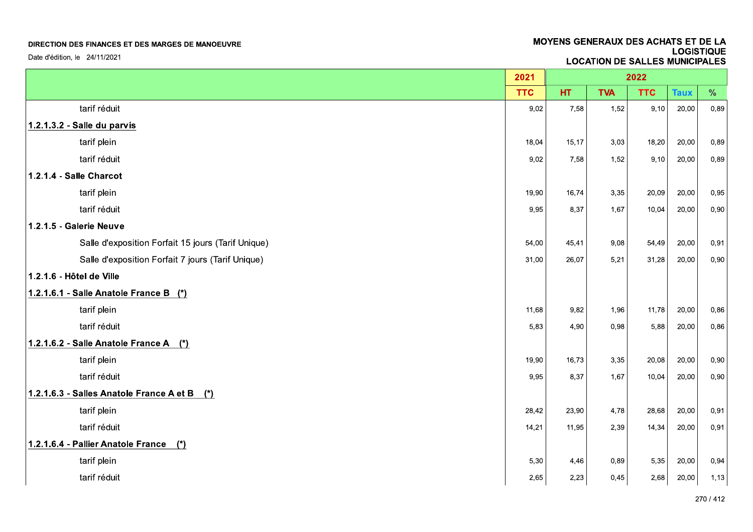**DIRECTION DES FINANCES ET DES MARGES DE MANOEUVRE**

Date d'édition, le 24/11/2021

**MOYENS GENERAUX DES ACHATS ET DE LA LOGISTIQUE**
**LOCATION DE SALLES MUNICIPALES**

| | 2021 | 2022 | | | | |
|---|---|---|---|---|---|---|
| | TTC | HT | TVA | TTC | Taux | % |
| tarif réduit | 9,02 | 7,58 | 1,52 | 9,10 | 20,00 | 0,89 |
| **1.2.1.3.2 - Salle du parvis** | | | | | | |
| tarif plein | 18,04 | 15,17 | 3,03 | 18,20 | 20,00 | 0,89 |
| tarif réduit | 9,02 | 7,58 | 1,52 | 9,10 | 20,00 | 0,89 |
| **1.2.1.4 - Salle Charcot** | | | | | | |
| tarif plein | 19,90 | 16,74 | 3,35 | 20,09 | 20,00 | 0,95 |
| tarif réduit | 9,95 | 8,37 | 1,67 | 10,04 | 20,00 | 0,90 |
| **1.2.1.5 - Galerie Neuve** | | | | | | |
| Salle d'exposition Forfait 15 jours (Tarif Unique) | 54,00 | 45,41 | 9,08 | 54,49 | 20,00 | 0,91 |
| Salle d'exposition Forfait 7 jours (Tarif Unique) | 31,00 | 26,07 | 5,21 | 31,28 | 20,00 | 0,90 |
| **1.2.1.6 - Hôtel de Ville** | | | | | | |
| **1.2.1.6.1 - Salle Anatole France B (*)** | | | | | | |
| tarif plein | 11,68 | 9,82 | 1,96 | 11,78 | 20,00 | 0,86 |
| tarif réduit | 5,83 | 4,90 | 0,98 | 5,88 | 20,00 | 0,86 |
| **1.2.1.6.2 - Salle Anatole France A (*)** | | | | | | |
| tarif plein | 19,90 | 16,73 | 3,35 | 20,08 | 20,00 | 0,90 |
| tarif réduit | 9,95 | 8,37 | 1,67 | 10,04 | 20,00 | 0,90 |
| **1.2.1.6.3 - Salles Anatole France A et B (*)** | | | | | | |
| tarif plein | 28,42 | 23,90 | 4,78 | 28,68 | 20,00 | 0,91 |
| tarif réduit | 14,21 | 11,95 | 2,39 | 14,34 | 20,00 | 0,91 |
| **1.2.1.6.4 - Pallier Anatole France (*)** | | | | | | |
| tarif plein | 5,30 | 4,46 | 0,89 | 5,35 | 20,00 | 0,94 |
| tarif réduit | 2,65 | 2,23 | 0,45 | 2,68 | 20,00 | 1,13 |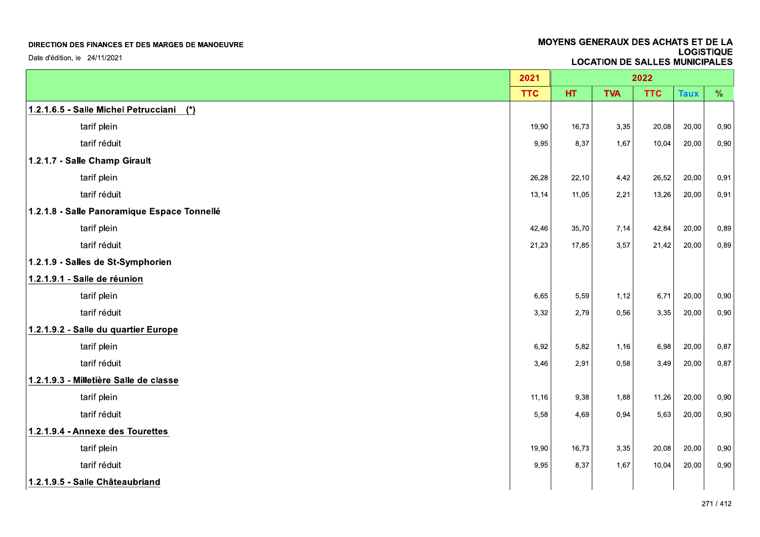DIRECTION DES FINANCES ET DES MARGES DE MANOEUVRE

Date d'édition, le 24/11/2021

MOYENS GENERAUX DES ACHATS ET DE LA LOGISTIQUE
LOCATION DE SALLES MUNICIPALES

| | 2021 | 2022 | | | | |
|---|---|---|---|---|---|---|
| | TTC | HT | TVA | TTC | Taux | % |
| **1.2.1.6.5 - Salle Michel Petrucciani (*)** | | | | | | |
| tarif plein | 19,90 | 16,73 | 3,35 | 20,08 | 20,00 | 0,90 |
| tarif réduit | 9,95 | 8,37 | 1,67 | 10,04 | 20,00 | 0,90 |
| **1.2.1.7 - Salle Champ Girault** | | | | | | |
| tarif plein | 26,28 | 22,10 | 4,42 | 26,52 | 20,00 | 0,91 |
| tarif réduit | 13,14 | 11,05 | 2,21 | 13,26 | 20,00 | 0,91 |
| **1.2.1.8 - Salle Panoramique Espace Tonnellé** | | | | | | |
| tarif plein | 42,46 | 35,70 | 7,14 | 42,84 | 20,00 | 0,89 |
| tarif réduit | 21,23 | 17,85 | 3,57 | 21,42 | 20,00 | 0,89 |
| **1.2.1.9 - Salles de St-Symphorien** | | | | | | |
| **1.2.1.9.1 - Salle de réunion** | | | | | | |
| tarif plein | 6,65 | 5,59 | 1,12 | 6,71 | 20,00 | 0,90 |
| tarif réduit | 3,32 | 2,79 | 0,56 | 3,35 | 20,00 | 0,90 |
| **1.2.1.9.2 - Salle du quartier Europe** | | | | | | |
| tarif plein | 6,92 | 5,82 | 1,16 | 6,98 | 20,00 | 0,87 |
| tarif réduit | 3,46 | 2,91 | 0,58 | 3,49 | 20,00 | 0,87 |
| **1.2.1.9.3 - Milletière Salle de classe** | | | | | | |
| tarif plein | 11,16 | 9,38 | 1,88 | 11,26 | 20,00 | 0,90 |
| tarif réduit | 5,58 | 4,69 | 0,94 | 5,63 | 20,00 | 0,90 |
| **1.2.1.9.4 - Annexe des Tourettes** | | | | | | |
| tarif plein | 19,90 | 16,73 | 3,35 | 20,08 | 20,00 | 0,90 |
| tarif réduit | 9,95 | 8,37 | 1,67 | 10,04 | 20,00 | 0,90 |
| **1.2.1.9.5 - Salle Châteaubriand** | | | | | | |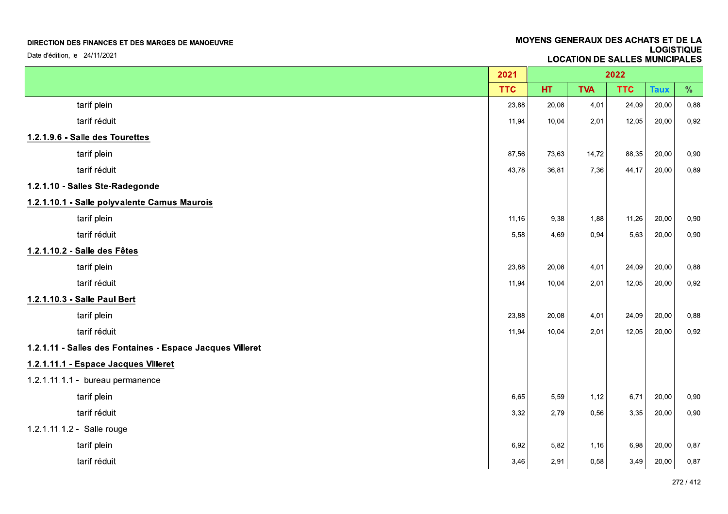**DIRECTION DES FINANCES ET DES MARGES DE MANOEUVRE**

Date d'édition, le 24/11/2021

**MOYENS GENERAUX DES ACHATS ET DE LA LOGISTIQUE**
**LOCATION DE SALLES MUNICIPALES**

| | 2021 | 2022 | | | | |
|---|---|---|---|---|---|---|
| | TTC | HT | TVA | TTC | Taux | % |
| tarif plein | 23,88 | 20,08 | 4,01 | 24,09 | 20,00 | 0,88 |
| tarif réduit | 11,94 | 10,04 | 2,01 | 12,05 | 20,00 | 0,92 |
| **1.2.1.9.6 - Salle des Tourettes** | | | | | | |
| tarif plein | 87,56 | 73,63 | 14,72 | 88,35 | 20,00 | 0,90 |
| tarif réduit | 43,78 | 36,81 | 7,36 | 44,17 | 20,00 | 0,89 |
| **1.2.1.10 - Salles Ste-Radegonde** | | | | | | |
| **1.2.1.10.1 - Salle polyvalente Camus Maurois** | | | | | | |
| tarif plein | 11,16 | 9,38 | 1,88 | 11,26 | 20,00 | 0,90 |
| tarif réduit | 5,58 | 4,69 | 0,94 | 5,63 | 20,00 | 0,90 |
| **1.2.1.10.2 - Salle des Fêtes** | | | | | | |
| tarif plein | 23,88 | 20,08 | 4,01 | 24,09 | 20,00 | 0,88 |
| tarif réduit | 11,94 | 10,04 | 2,01 | 12,05 | 20,00 | 0,92 |
| **1.2.1.10.3 - Salle Paul Bert** | | | | | | |
| tarif plein | 23,88 | 20,08 | 4,01 | 24,09 | 20,00 | 0,88 |
| tarif réduit | 11,94 | 10,04 | 2,01 | 12,05 | 20,00 | 0,92 |
| **1.2.1.11 - Salles des Fontaines - Espace Jacques Villeret** | | | | | | |
| **1.2.1.11.1 - Espace Jacques Villeret** | | | | | | |
| 1.2.1.11.1.1 - bureau permanence | | | | | | |
| tarif plein | 6,65 | 5,59 | 1,12 | 6,71 | 20,00 | 0,90 |
| tarif réduit | 3,32 | 2,79 | 0,56 | 3,35 | 20,00 | 0,90 |
| 1.2.1.11.1.2 - Salle rouge | | | | | | |
| tarif plein | 6,92 | 5,82 | 1,16 | 6,98 | 20,00 | 0,87 |
| tarif réduit | 3,46 | 2,91 | 0,58 | 3,49 | 20,00 | 0,87 |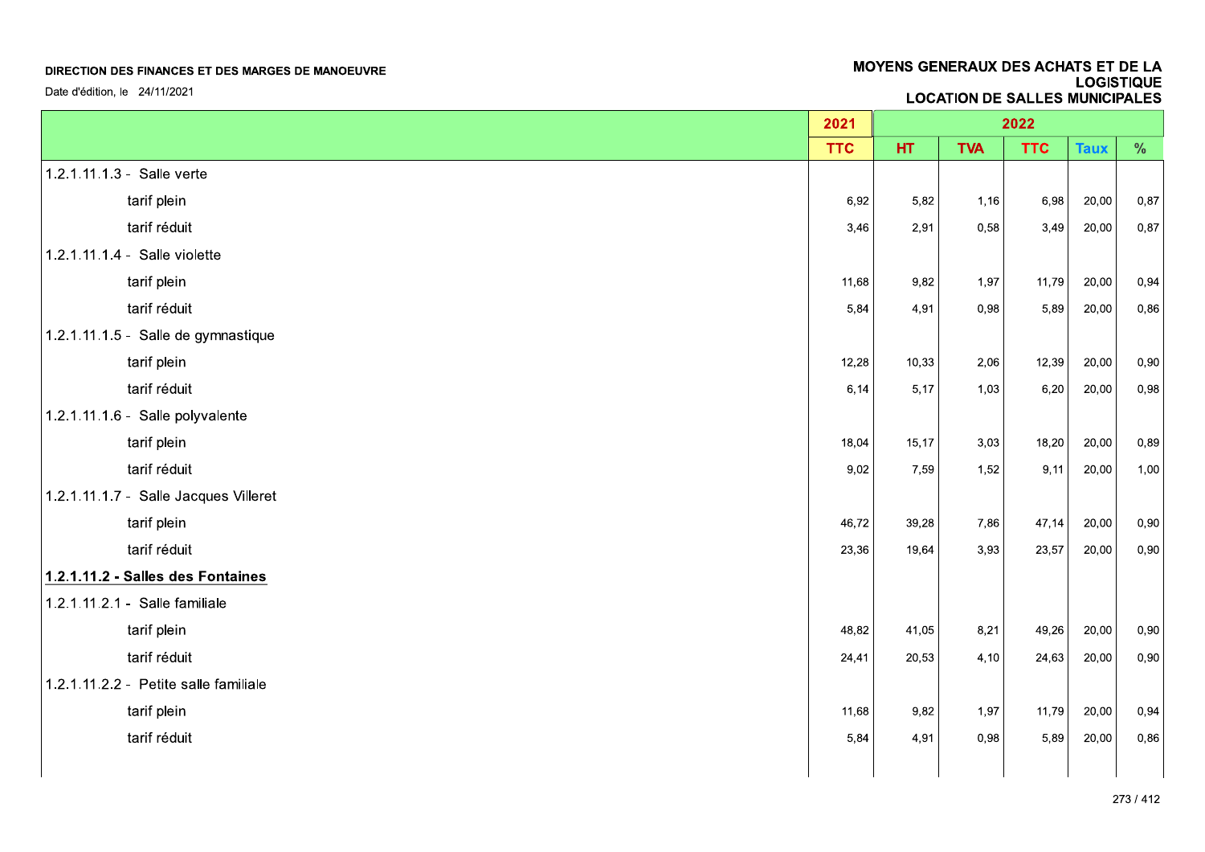**DIRECTION DES FINANCES ET DES MARGES DE MANOEUVRE**

Date d'édition, le 24/11/2021

**MOYENS GENERAUX DES ACHATS ET DE LA LOGISTIQUE**
**LOCATION DE SALLES MUNICIPALES**

| | 2021 | 2022 | | | | |
|---|---|---|---|---|---|---|
| | TTC | HT | TVA | TTC | Taux | % |
| 1.2.1.11.1.3 - Salle verte | | | | | | |
| tarif plein | 6,92 | 5,82 | 1,16 | 6,98 | 20,00 | 0,87 |
| tarif réduit | 3,46 | 2,91 | 0,58 | 3,49 | 20,00 | 0,87 |
| 1.2.1.11.1.4 - Salle violette | | | | | | |
| tarif plein | 11,68 | 9,82 | 1,97 | 11,79 | 20,00 | 0,94 |
| tarif réduit | 5,84 | 4,91 | 0,98 | 5,89 | 20,00 | 0,86 |
| 1.2.1.11.1.5 - Salle de gymnastique | | | | | | |
| tarif plein | 12,28 | 10,33 | 2,06 | 12,39 | 20,00 | 0,90 |
| tarif réduit | 6,14 | 5,17 | 1,03 | 6,20 | 20,00 | 0,98 |
| 1.2.1.11.1.6 - Salle polyvalente | | | | | | |
| tarif plein | 18,04 | 15,17 | 3,03 | 18,20 | 20,00 | 0,89 |
| tarif réduit | 9,02 | 7,59 | 1,52 | 9,11 | 20,00 | 1,00 |
| 1.2.1.11.1.7 - Salle Jacques Villeret | | | | | | |
| tarif plein | 46,72 | 39,28 | 7,86 | 47,14 | 20,00 | 0,90 |
| tarif réduit | 23,36 | 19,64 | 3,93 | 23,57 | 20,00 | 0,90 |
| **1.2.1.11.2 - Salles des Fontaines** | | | | | | |
| 1.2.1.11.2.1 - Salle familiale | | | | | | |
| tarif plein | 48,82 | 41,05 | 8,21 | 49,26 | 20,00 | 0,90 |
| tarif réduit | 24,41 | 20,53 | 4,10 | 24,63 | 20,00 | 0,90 |
| 1.2.1.11.2.2 - Petite salle familiale | | | | | | |
| tarif plein | 11,68 | 9,82 | 1,97 | 11,79 | 20,00 | 0,94 |
| tarif réduit | 5,84 | 4,91 | 0,98 | 5,89 | 20,00 | 0,86 |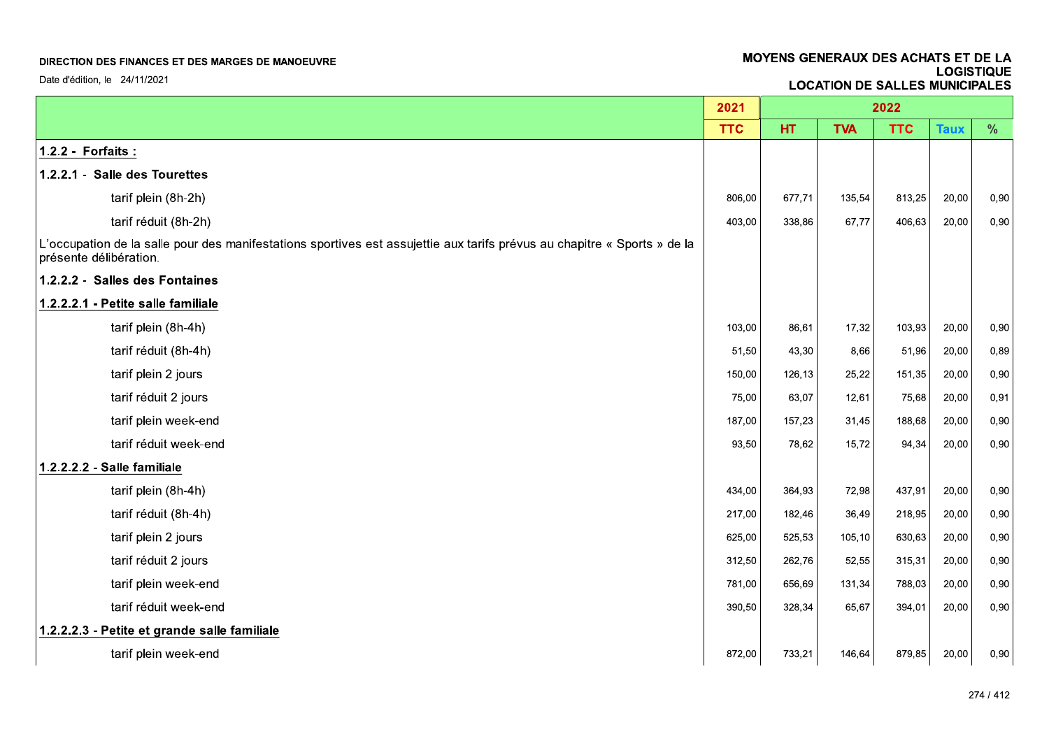DIRECTION DES FINANCES ET DES MARGES DE MANOEUVRE

Date d'édition, le 24/11/2021

## MOYENS GENERAUX DES ACHATS ET DE LA LOGISTIQUE
## LOCATION DE SALLES MUNICIPALES

| | 2021 | 2022 | | | | |
|---|---|---|---|---|---|---|
| | TTC | HT | TVA | TTC | Taux | % |
| **1.2.2 - Forfaits :** | | | | | | |
| **1.2.2.1 - Salle des Tourettes** | | | | | | |
| tarif plein (8h-2h) | 806,00 | 677,71 | 135,54 | 813,25 | 20,00 | 0,90 |
| tarif réduit (8h-2h) | 403,00 | 338,86 | 67,77 | 406,63 | 20,00 | 0,90 |
| L'occupation de la salle pour des manifestations sportives est assujettie aux tarifs prévus au chapitre « Sports » de la présente délibération. | | | | | | |
| **1.2.2.2 - Salles des Fontaines** | | | | | | |
| **1.2.2.2.1 - Petite salle familiale** | | | | | | |
| tarif plein (8h-4h) | 103,00 | 86,61 | 17,32 | 103,93 | 20,00 | 0,90 |
| tarif réduit (8h-4h) | 51,50 | 43,30 | 8,66 | 51,96 | 20,00 | 0,89 |
| tarif plein 2 jours | 150,00 | 126,13 | 25,22 | 151,35 | 20,00 | 0,90 |
| tarif réduit 2 jours | 75,00 | 63,07 | 12,61 | 75,68 | 20,00 | 0,91 |
| tarif plein week-end | 187,00 | 157,23 | 31,45 | 188,68 | 20,00 | 0,90 |
| tarif réduit week-end | 93,50 | 78,62 | 15,72 | 94,34 | 20,00 | 0,90 |
| **1.2.2.2.2 - Salle familiale** | | | | | | |
| tarif plein (8h-4h) | 434,00 | 364,93 | 72,98 | 437,91 | 20,00 | 0,90 |
| tarif réduit (8h-4h) | 217,00 | 182,46 | 36,49 | 218,95 | 20,00 | 0,90 |
| tarif plein 2 jours | 625,00 | 525,53 | 105,10 | 630,63 | 20,00 | 0,90 |
| tarif réduit 2 jours | 312,50 | 262,76 | 52,55 | 315,31 | 20,00 | 0,90 |
| tarif plein week-end | 781,00 | 656,69 | 131,34 | 788,03 | 20,00 | 0,90 |
| tarif réduit week-end | 390,50 | 328,34 | 65,67 | 394,01 | 20,00 | 0,90 |
| **1.2.2.2.3 - Petite et grande salle familiale** | | | | | | |
| tarif plein week-end | 872,00 | 733,21 | 146,64 | 879,85 | 20,00 | 0,90 |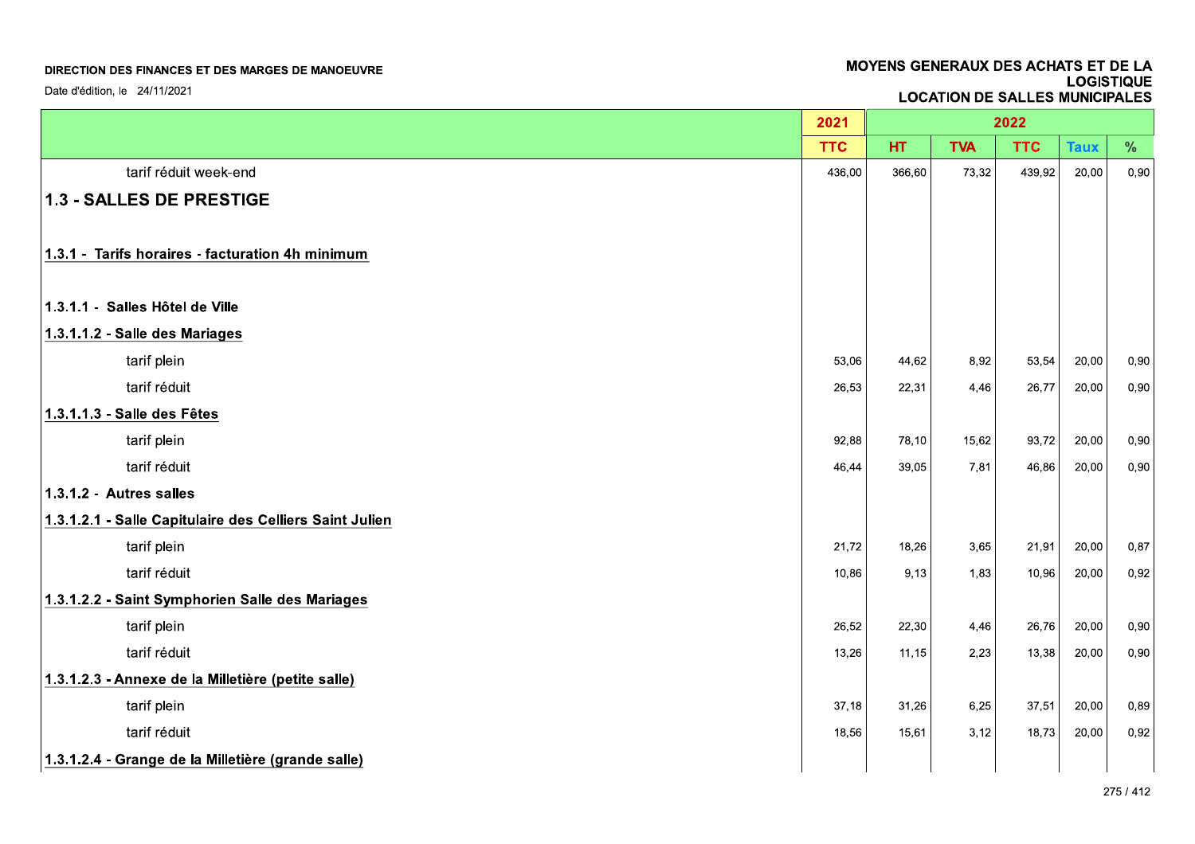DIRECTION DES FINANCES ET DES MARGES DE MANOEUVRE

Date d'édition, le 24/11/2021

MOYENS GENERAUX DES ACHATS ET DE LA LOGISTIQUE
LOCATION DE SALLES MUNICIPALES

| | 2021 | 2022 | | | | |
|---|---|---|---|---|---|---|
| | TTC | HT | TVA | TTC | Taux | % |
| tarif réduit week-end | 436,00 | 366,60 | 73,32 | 439,92 | 20,00 | 0,90 |
| **1.3 - SALLES DE PRESTIGE** | | | | | | |
| **1.3.1 - Tarifs horaires - facturation 4h minimum** | | | | | | |
| **1.3.1.1 - Salles Hôtel de Ville** | | | | | | |
| **1.3.1.1.2 - Salle des Mariages** | | | | | | |
| tarif plein | 53,06 | 44,62 | 8,92 | 53,54 | 20,00 | 0,90 |
| tarif réduit | 26,53 | 22,31 | 4,46 | 26,77 | 20,00 | 0,90 |
| **1.3.1.1.3 - Salle des Fêtes** | | | | | | |
| tarif plein | 92,88 | 78,10 | 15,62 | 93,72 | 20,00 | 0,90 |
| tarif réduit | 46,44 | 39,05 | 7,81 | 46,86 | 20,00 | 0,90 |
| **1.3.1.2 - Autres salles** | | | | | | |
| **1.3.1.2.1 - Salle Capitulaire des Celliers Saint Julien** | | | | | | |
| tarif plein | 21,72 | 18,26 | 3,65 | 21,91 | 20,00 | 0,87 |
| tarif réduit | 10,86 | 9,13 | 1,83 | 10,96 | 20,00 | 0,92 |
| **1.3.1.2.2 - Saint Symphorien Salle des Mariages** | | | | | | |
| tarif plein | 26,52 | 22,30 | 4,46 | 26,76 | 20,00 | 0,90 |
| tarif réduit | 13,26 | 11,15 | 2,23 | 13,38 | 20,00 | 0,90 |
| **1.3.1.2.3 - Annexe de la Milletière (petite salle)** | | | | | | |
| tarif plein | 37,18 | 31,26 | 6,25 | 37,51 | 20,00 | 0,89 |
| tarif réduit | 18,56 | 15,61 | 3,12 | 18,73 | 20,00 | 0,92 |
| **1.3.1.2.4 - Grange de la Milletière (grande salle)** | | | | | | |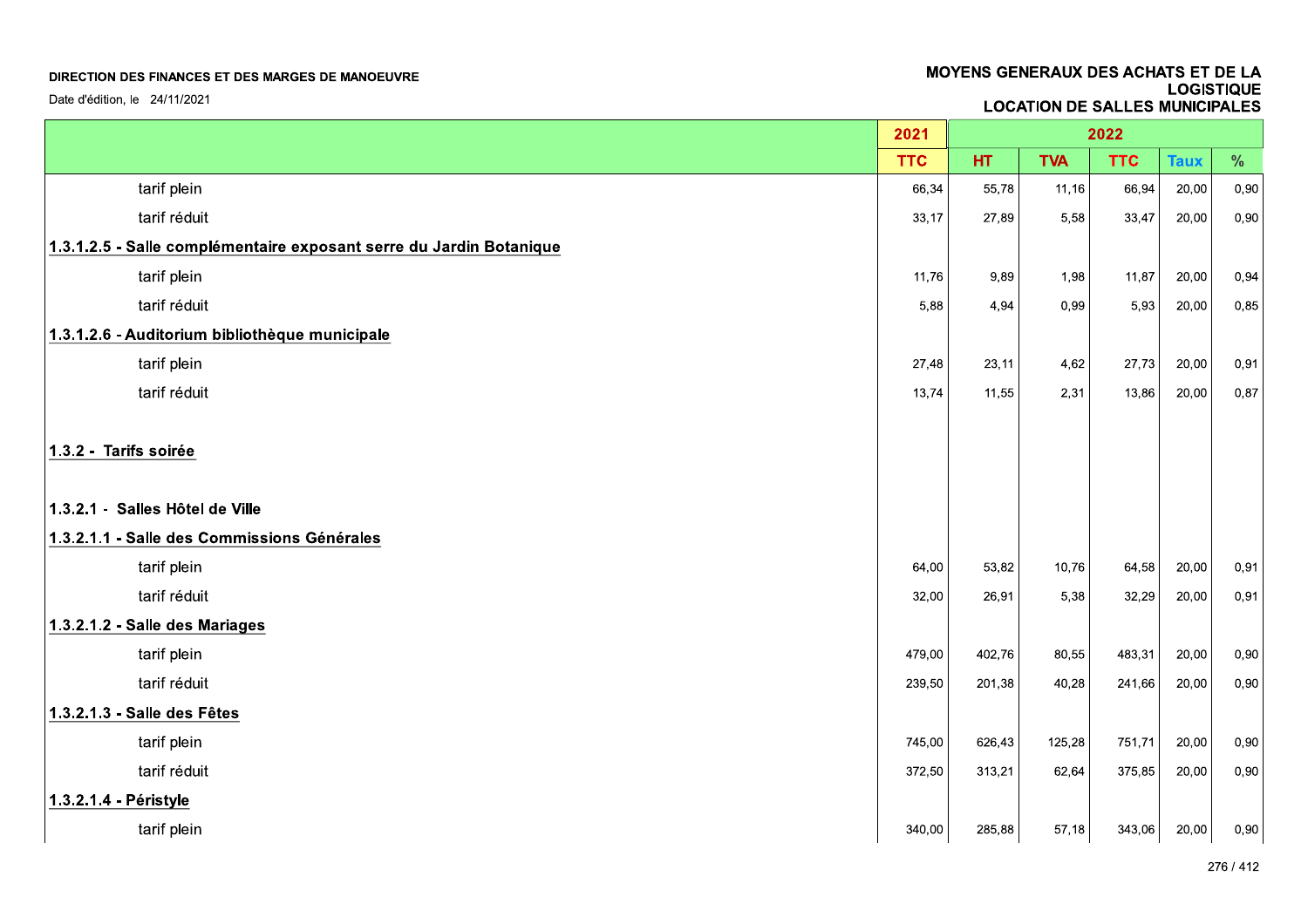**DIRECTION DES FINANCES ET DES MARGES DE MANOEUVRE**

Date d'édition, le 24/11/2021

**MOYENS GENERAUX DES ACHATS ET DE LA LOGISTIQUE**
**LOCATION DE SALLES MUNICIPALES**

| | 2021 | 2022 | | | | |
|---|---|---|---|---|---|---|
| | TTC | HT | TVA | TTC | Taux | % |
| tarif plein | 66,34 | 55,78 | 11,16 | 66,94 | 20,00 | 0,90 |
| tarif réduit | 33,17 | 27,89 | 5,58 | 33,47 | 20,00 | 0,90 |
| **1.3.1.2.5 - Salle complémentaire exposant serre du Jardin Botanique** | | | | | | |
| tarif plein | 11,76 | 9,89 | 1,98 | 11,87 | 20,00 | 0,94 |
| tarif réduit | 5,88 | 4,94 | 0,99 | 5,93 | 20,00 | 0,85 |
| **1.3.1.2.6 - Auditorium bibliothèque municipale** | | | | | | |
| tarif plein | 27,48 | 23,11 | 4,62 | 27,73 | 20,00 | 0,91 |
| tarif réduit | 13,74 | 11,55 | 2,31 | 13,86 | 20,00 | 0,87 |
| **1.3.2 - Tarifs soirée** | | | | | | |
| **1.3.2.1 - Salles Hôtel de Ville** | | | | | | |
| **1.3.2.1.1 - Salle des Commissions Générales** | | | | | | |
| tarif plein | 64,00 | 53,82 | 10,76 | 64,58 | 20,00 | 0,91 |
| tarif réduit | 32,00 | 26,91 | 5,38 | 32,29 | 20,00 | 0,91 |
| **1.3.2.1.2 - Salle des Mariages** | | | | | | |
| tarif plein | 479,00 | 402,76 | 80,55 | 483,31 | 20,00 | 0,90 |
| tarif réduit | 239,50 | 201,38 | 40,28 | 241,66 | 20,00 | 0,90 |
| **1.3.2.1.3 - Salle des Fêtes** | | | | | | |
| tarif plein | 745,00 | 626,43 | 125,28 | 751,71 | 20,00 | 0,90 |
| tarif réduit | 372,50 | 313,21 | 62,64 | 375,85 | 20,00 | 0,90 |
| **1.3.2.1.4 - Péristyle** | | | | | | |
| tarif plein | 340,00 | 285,88 | 57,18 | 343,06 | 20,00 | 0,90 |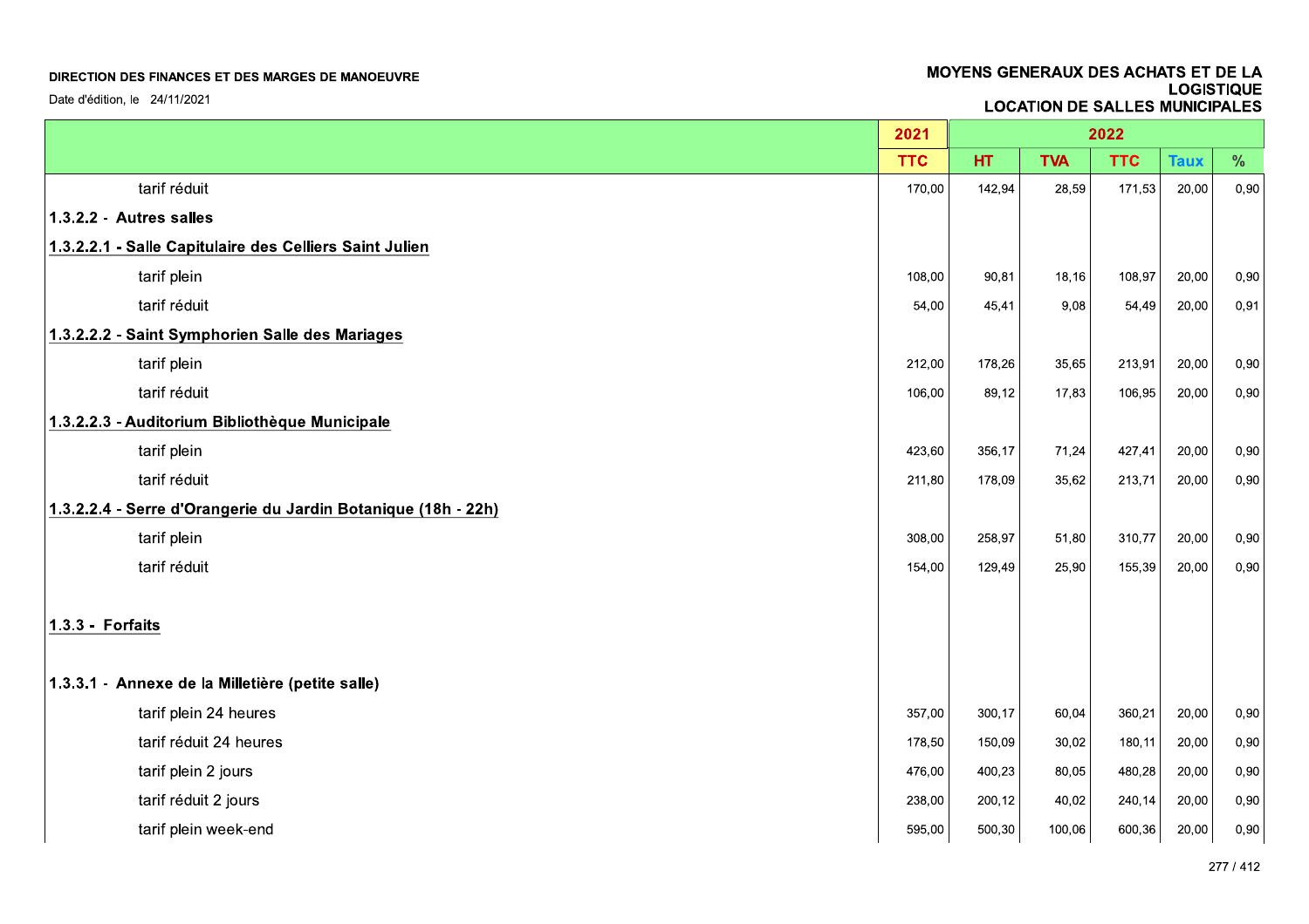DIRECTION DES FINANCES ET DES MARGES DE MANOEUVRE

Date d'édition, le 24/11/2021

MOYENS GENERAUX DES ACHATS ET DE LA LOGISTIQUE
LOCATION DE SALLES MUNICIPALES

| | 2021 | 2022 | | | | |
|---|---|---|---|---|---|---|
| | TTC | HT | TVA | TTC | Taux | % |
| tarif réduit | 170,00 | 142,94 | 28,59 | 171,53 | 20,00 | 0,90 |
| **1.3.2.2 - Autres salles** | | | | | | |
| **1.3.2.2.1 - Salle Capitulaire des Celliers Saint Julien** | | | | | | |
| tarif plein | 108,00 | 90,81 | 18,16 | 108,97 | 20,00 | 0,90 |
| tarif réduit | 54,00 | 45,41 | 9,08 | 54,49 | 20,00 | 0,91 |
| **1.3.2.2.2 - Saint Symphorien Salle des Mariages** | | | | | | |
| tarif plein | 212,00 | 178,26 | 35,65 | 213,91 | 20,00 | 0,90 |
| tarif réduit | 106,00 | 89,12 | 17,83 | 106,95 | 20,00 | 0,90 |
| **1.3.2.2.3 - Auditorium Bibliothèque Municipale** | | | | | | |
| tarif plein | 423,60 | 356,17 | 71,24 | 427,41 | 20,00 | 0,90 |
| tarif réduit | 211,80 | 178,09 | 35,62 | 213,71 | 20,00 | 0,90 |
| **1.3.2.2.4 - Serre d'Orangerie du Jardin Botanique (18h - 22h)** | | | | | | |
| tarif plein | 308,00 | 258,97 | 51,80 | 310,77 | 20,00 | 0,90 |
| tarif réduit | 154,00 | 129,49 | 25,90 | 155,39 | 20,00 | 0,90 |
| **1.3.3 - Forfaits** | | | | | | |
| **1.3.3.1 - Annexe de la Milletière (petite salle)** | | | | | | |
| tarif plein 24 heures | 357,00 | 300,17 | 60,04 | 360,21 | 20,00 | 0,90 |
| tarif réduit 24 heures | 178,50 | 150,09 | 30,02 | 180,11 | 20,00 | 0,90 |
| tarif plein 2 jours | 476,00 | 400,23 | 80,05 | 480,28 | 20,00 | 0,90 |
| tarif réduit 2 jours | 238,00 | 200,12 | 40,02 | 240,14 | 20,00 | 0,90 |
| tarif plein week-end | 595,00 | 500,30 | 100,06 | 600,36 | 20,00 | 0,90 |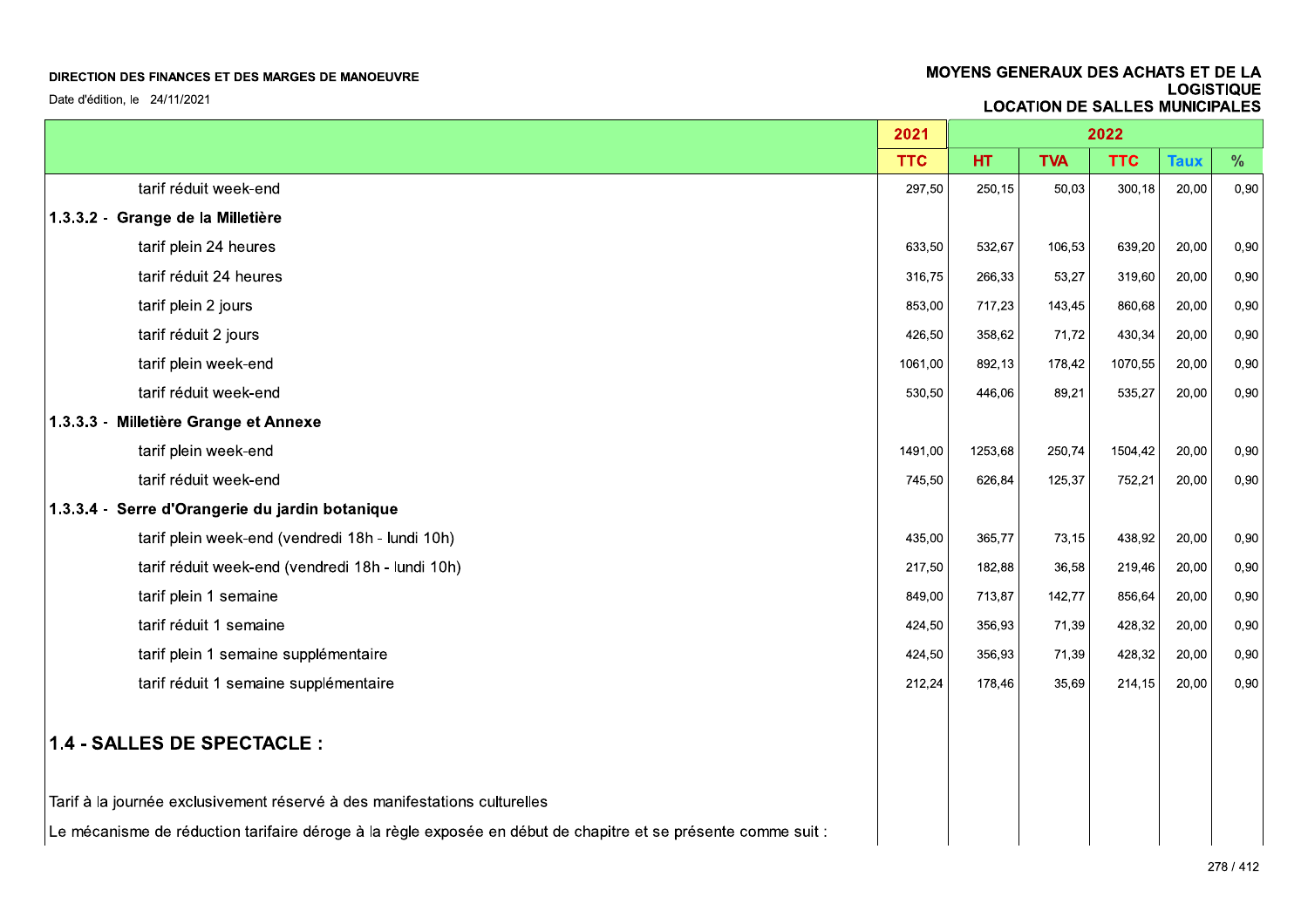**DIRECTION DES FINANCES ET DES MARGES DE MANOEUVRE**

Date d'édition, le 24/11/2021

**MOYENS GENERAUX DES ACHATS ET DE LA LOGISTIQUE**
**LOCATION DE SALLES MUNICIPALES**

| | 2021 | 2022 | | | | |
|---|---|---|---|---|---|---|
| | TTC | HT | TVA | TTC | Taux | % |
| tarif réduit week-end | 297,50 | 250,15 | 50,03 | 300,18 | 20,00 | 0,90 |
| **1.3.3.2 - Grange de la Milletière** | | | | | | |
| tarif plein 24 heures | 633,50 | 532,67 | 106,53 | 639,20 | 20,00 | 0,90 |
| tarif réduit 24 heures | 316,75 | 266,33 | 53,27 | 319,60 | 20,00 | 0,90 |
| tarif plein 2 jours | 853,00 | 717,23 | 143,45 | 860,68 | 20,00 | 0,90 |
| tarif réduit 2 jours | 426,50 | 358,62 | 71,72 | 430,34 | 20,00 | 0,90 |
| tarif plein week-end | 1061,00 | 892,13 | 178,42 | 1070,55 | 20,00 | 0,90 |
| tarif réduit week-end | 530,50 | 446,06 | 89,21 | 535,27 | 20,00 | 0,90 |
| **1.3.3.3 - Milletière Grange et Annexe** | | | | | | |
| tarif plein week-end | 1491,00 | 1253,68 | 250,74 | 1504,42 | 20,00 | 0,90 |
| tarif réduit week-end | 745,50 | 626,84 | 125,37 | 752,21 | 20,00 | 0,90 |
| **1.3.3.4 - Serre d'Orangerie du jardin botanique** | | | | | | |
| tarif plein week-end (vendredi 18h - lundi 10h) | 435,00 | 365,77 | 73,15 | 438,92 | 20,00 | 0,90 |
| tarif réduit week-end (vendredi 18h - lundi 10h) | 217,50 | 182,88 | 36,58 | 219,46 | 20,00 | 0,90 |
| tarif plein 1 semaine | 849,00 | 713,87 | 142,77 | 856,64 | 20,00 | 0,90 |
| tarif réduit 1 semaine | 424,50 | 356,93 | 71,39 | 428,32 | 20,00 | 0,90 |
| tarif plein 1 semaine supplémentaire | 424,50 | 356,93 | 71,39 | 428,32 | 20,00 | 0,90 |
| tarif réduit 1 semaine supplémentaire | 212,24 | 178,46 | 35,69 | 214,15 | 20,00 | 0,90 |

## 1.4 - SALLES DE SPECTACLE :

Tarif à la journée exclusivement réservé à des manifestations culturelles

Le mécanisme de réduction tarifaire déroge à la règle exposée en début de chapitre et se présente comme suit :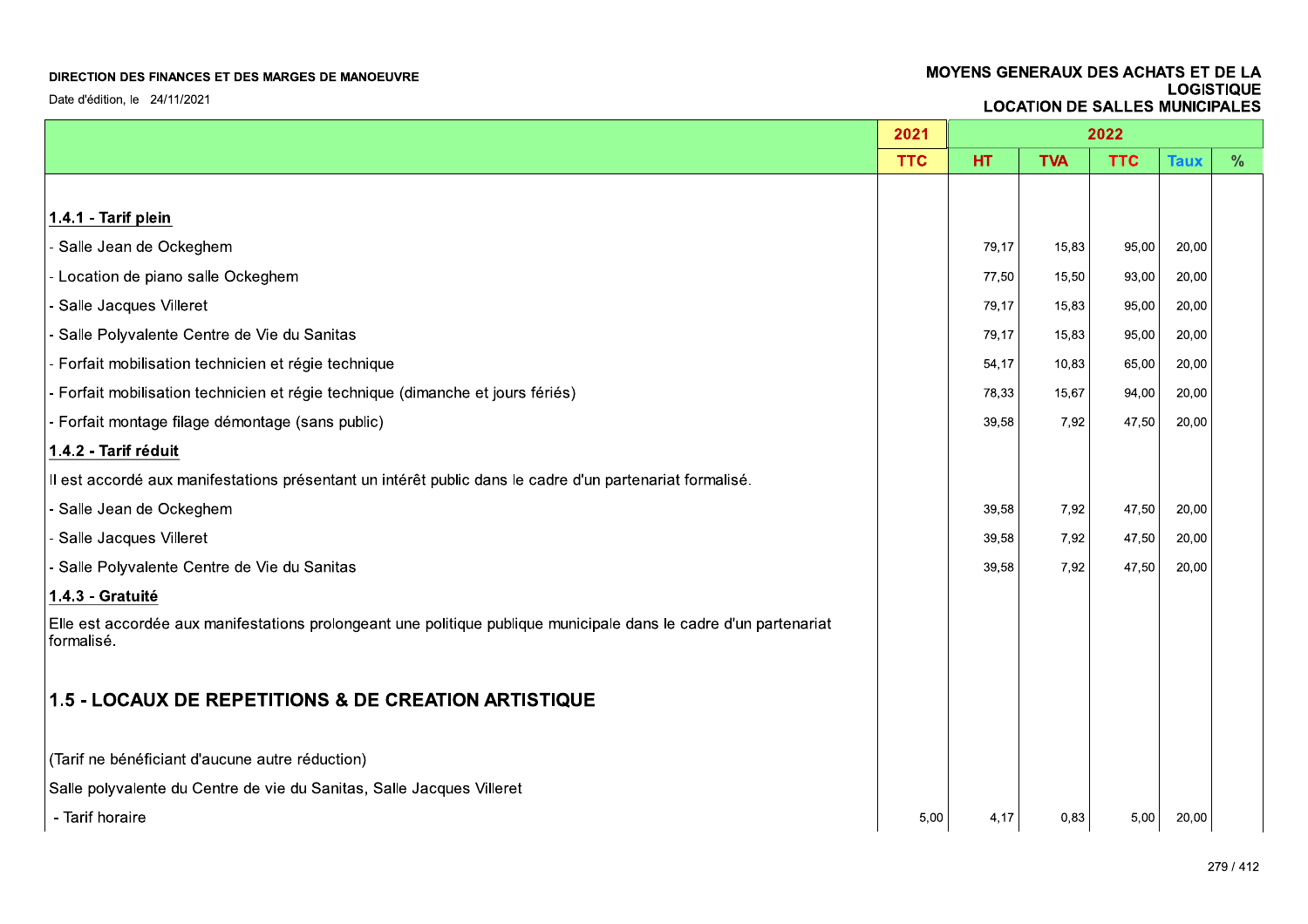DIRECTION DES FINANCES ET DES MARGES DE MANOEUVRE

Date d'édition, le 24/11/2021

MOYENS GENERAUX DES ACHATS ET DE LA LOGISTIQUE
LOCATION DE SALLES MUNICIPALES

| | 2021 | 2022 | | | | |
|---|---|---|---|---|---|---|
| | TTC | HT | TVA | TTC | Taux | % |
| **1.4.1 - Tarif plein** | | | | | | |
| - Salle Jean de Ockeghem | | 79,17 | 15,83 | 95,00 | 20,00 | |
| - Location de piano salle Ockeghem | | 77,50 | 15,50 | 93,00 | 20,00 | |
| - Salle Jacques Villeret | | 79,17 | 15,83 | 95,00 | 20,00 | |
| - Salle Polyvalente Centre de Vie du Sanitas | | 79,17 | 15,83 | 95,00 | 20,00 | |
| - Forfait mobilisation technicien et régie technique | | 54,17 | 10,83 | 65,00 | 20,00 | |
| - Forfait mobilisation technicien et régie technique (dimanche et jours fériés) | | 78,33 | 15,67 | 94,00 | 20,00 | |
| - Forfait montage filage démontage (sans public) | | 39,58 | 7,92 | 47,50 | 20,00 | |
| **1.4.2 - Tarif réduit** | | | | | | |
| Il est accordé aux manifestations présentant un intérêt public dans le cadre d'un partenariat formalisé. | | | | | | |
| - Salle Jean de Ockeghem | | 39,58 | 7,92 | 47,50 | 20,00 | |
| - Salle Jacques Villeret | | 39,58 | 7,92 | 47,50 | 20,00 | |
| - Salle Polyvalente Centre de Vie du Sanitas | | 39,58 | 7,92 | 47,50 | 20,00 | |
| **1.4.3 - Gratuité** | | | | | | |
| Elle est accordée aux manifestations prolongeant une politique publique municipale dans le cadre d'un partenariat formalisé. | | | | | | |
| **1.5 - LOCAUX DE REPETITIONS & DE CREATION ARTISTIQUE** | | | | | | |
| (Tarif ne bénéficiant d'aucune autre réduction) | | | | | | |
| Salle polyvalente du Centre de vie du Sanitas, Salle Jacques Villeret | | | | | | |
| - Tarif horaire | 5,00 | 4,17 | 0,83 | 5,00 | 20,00 | |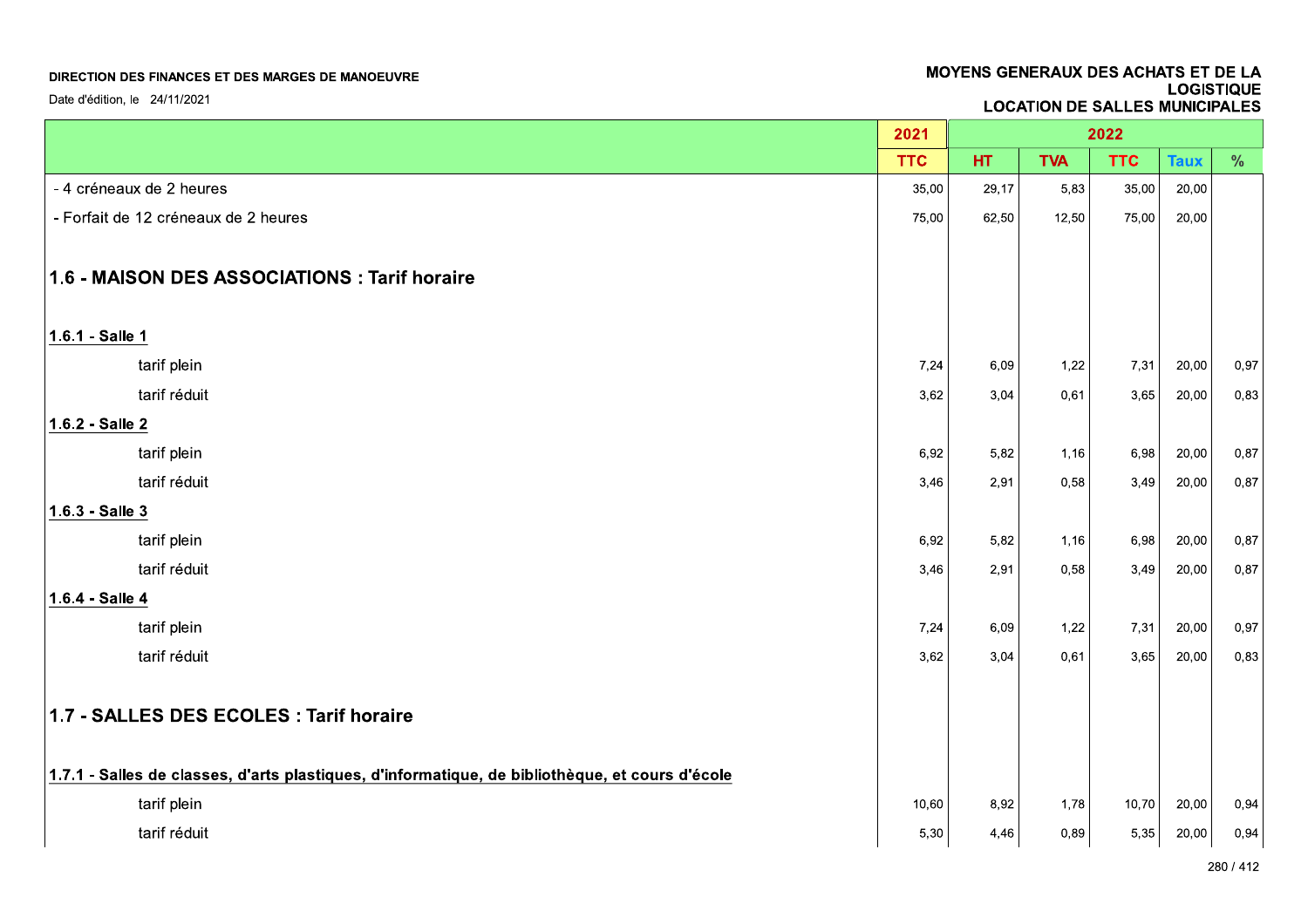DIRECTION DES FINANCES ET DES MARGES DE MANOEUVRE

Date d'édition, le 24/11/2021

MOYENS GENERAUX DES ACHATS ET DE LA LOGISTIQUE

LOCATION DE SALLES MUNICIPALES

| | 2021 | 2022 | | | | |
|---|---|---|---|---|---|---|
| | TTC | HT | TVA | TTC | Taux | % |
| - 4 créneaux de 2 heures | 35,00 | 29,17 | 5,83 | 35,00 | 20,00 | |
| - Forfait de 12 créneaux de 2 heures | 75,00 | 62,50 | 12,50 | 75,00 | 20,00 | |
| **1.6 - MAISON DES ASSOCIATIONS : Tarif horaire** | | | | | | |
| **1.6.1 - Salle 1** | | | | | | |
| tarif plein | 7,24 | 6,09 | 1,22 | 7,31 | 20,00 | 0,97 |
| tarif réduit | 3,62 | 3,04 | 0,61 | 3,65 | 20,00 | 0,83 |
| **1.6.2 - Salle 2** | | | | | | |
| tarif plein | 6,92 | 5,82 | 1,16 | 6,98 | 20,00 | 0,87 |
| tarif réduit | 3,46 | 2,91 | 0,58 | 3,49 | 20,00 | 0,87 |
| **1.6.3 - Salle 3** | | | | | | |
| tarif plein | 6,92 | 5,82 | 1,16 | 6,98 | 20,00 | 0,87 |
| tarif réduit | 3,46 | 2,91 | 0,58 | 3,49 | 20,00 | 0,87 |
| **1.6.4 - Salle 4** | | | | | | |
| tarif plein | 7,24 | 6,09 | 1,22 | 7,31 | 20,00 | 0,97 |
| tarif réduit | 3,62 | 3,04 | 0,61 | 3,65 | 20,00 | 0,83 |
| **1.7 - SALLES DES ECOLES : Tarif horaire** | | | | | | |
| **1.7.1 - Salles de classes, d'arts plastiques, d'informatique, de bibliothèque, et cours d'école** | | | | | | |
| tarif plein | 10,60 | 8,92 | 1,78 | 10,70 | 20,00 | 0,94 |
| tarif réduit | 5,30 | 4,46 | 0,89 | 5,35 | 20,00 | 0,94 |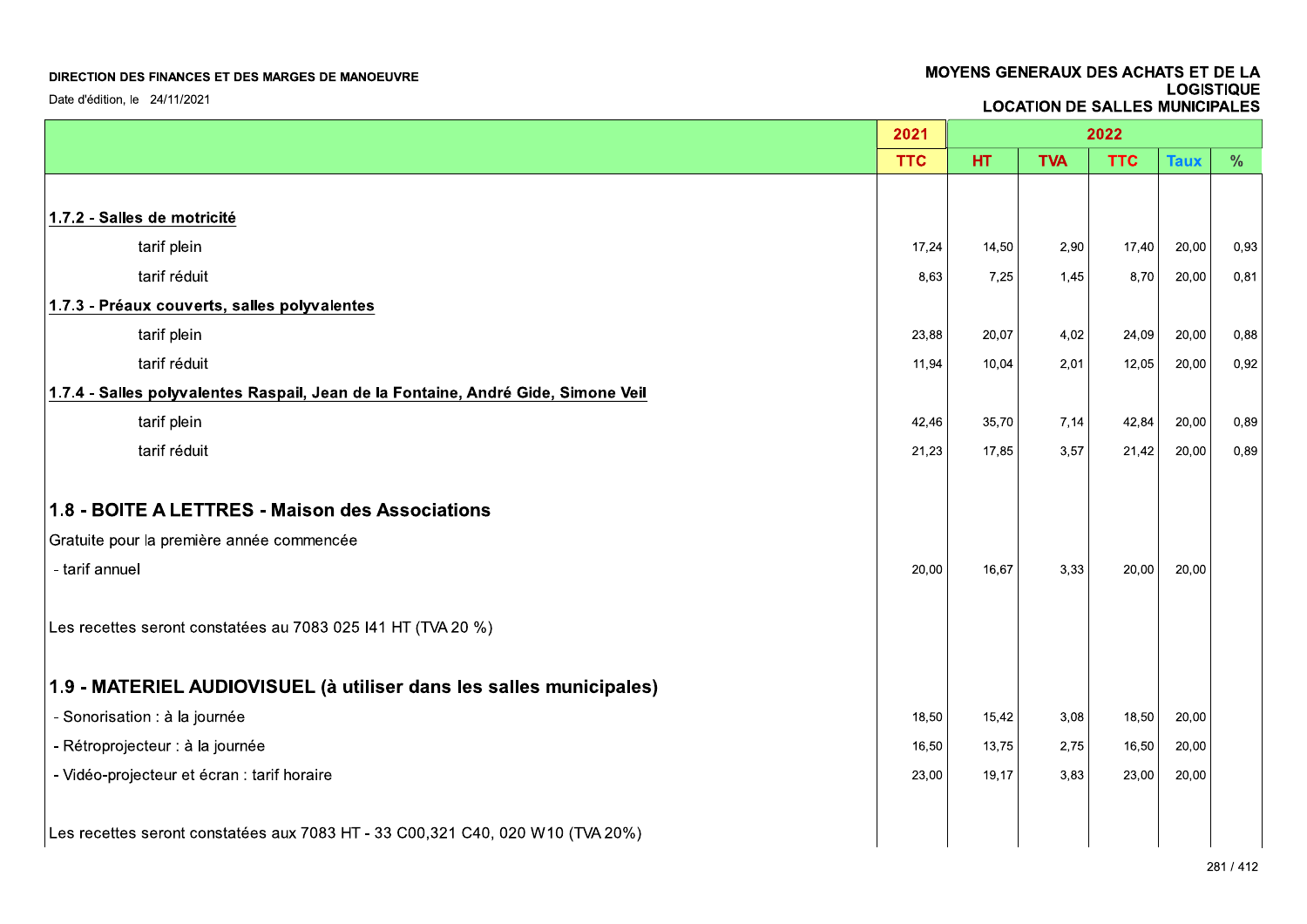DIRECTION DES FINANCES ET DES MARGES DE MANOEUVRE

Date d'édition, le 24/11/2021

MOYENS GENERAUX DES ACHATS ET DE LA LOGISTIQUE
LOCATION DE SALLES MUNICIPALES

| | 2021 | 2022 | | | | |
|---|---|---|---|---|---|---|
| | TTC | HT | TVA | TTC | Taux | % |
| **1.7.2 - Salles de motricité** | | | | | | |
| tarif plein | 17,24 | 14,50 | 2,90 | 17,40 | 20,00 | 0,93 |
| tarif réduit | 8,63 | 7,25 | 1,45 | 8,70 | 20,00 | 0,81 |
| **1.7.3 - Préaux couverts, salles polyvalentes** | | | | | | |
| tarif plein | 23,88 | 20,07 | 4,02 | 24,09 | 20,00 | 0,88 |
| tarif réduit | 11,94 | 10,04 | 2,01 | 12,05 | 20,00 | 0,92 |
| **1.7.4 - Salles polyvalentes Raspail, Jean de la Fontaine, André Gide, Simone Veil** | | | | | | |
| tarif plein | 42,46 | 35,70 | 7,14 | 42,84 | 20,00 | 0,89 |
| tarif réduit | 21,23 | 17,85 | 3,57 | 21,42 | 20,00 | 0,89 |
| **1.8 - BOITE A LETTRES - Maison des Associations** | | | | | | |
| Gratuite pour la première année commencée | | | | | | |
| - tarif annuel | 20,00 | 16,67 | 3,33 | 20,00 | 20,00 | |
| Les recettes seront constatées au 7083 025 I41 HT (TVA 20 %) | | | | | | |
| **1.9 - MATERIEL AUDIOVISUEL (à utiliser dans les salles municipales)** | | | | | | |
| - Sonorisation : à la journée | 18,50 | 15,42 | 3,08 | 18,50 | 20,00 | |
| - Rétroprojecteur : à la journée | 16,50 | 13,75 | 2,75 | 16,50 | 20,00 | |
| - Vidéo-projecteur et écran : tarif horaire | 23,00 | 19,17 | 3,83 | 23,00 | 20,00 | |
| Les recettes seront constatées aux 7083 HT - 33 C00,321 C40, 020 W10 (TVA 20%) | | | | | | |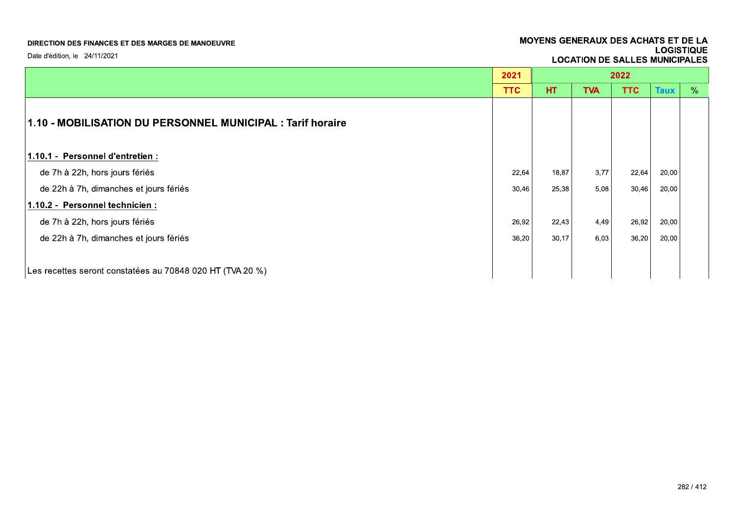DIRECTION DES FINANCES ET DES MARGES DE MANOEUVRE

Date d'édition, le 24/11/2021

MOYENS GENERAUX DES ACHATS ET DE LA LOGISTIQUE

LOCATION DE SALLES MUNICIPALES

| | 2021 | 2022 | | | | |
|---|---|---|---|---|---|---|
| | TTC | HT | TVA | TTC | Taux | % |
| **1.10 - MOBILISATION DU PERSONNEL MUNICIPAL : Tarif horaire** | | | | | | |
| **1.10.1 - Personnel d'entretien :** | | | | | | |
| de 7h à 22h, hors jours fériés | 22,64 | 18,87 | 3,77 | 22,64 | 20,00 | |
| de 22h à 7h, dimanches et jours fériés | 30,46 | 25,38 | 5,08 | 30,46 | 20,00 | |
| **1.10.2 - Personnel technicien :** | | | | | | |
| de 7h à 22h, hors jours fériés | 26,92 | 22,43 | 4,49 | 26,92 | 20,00 | |
| de 22h à 7h, dimanches et jours fériés | 36,20 | 30,17 | 6,03 | 36,20 | 20,00 | |
| Les recettes seront constatées au 70848 020 HT (TVA 20 %) | | | | | | |